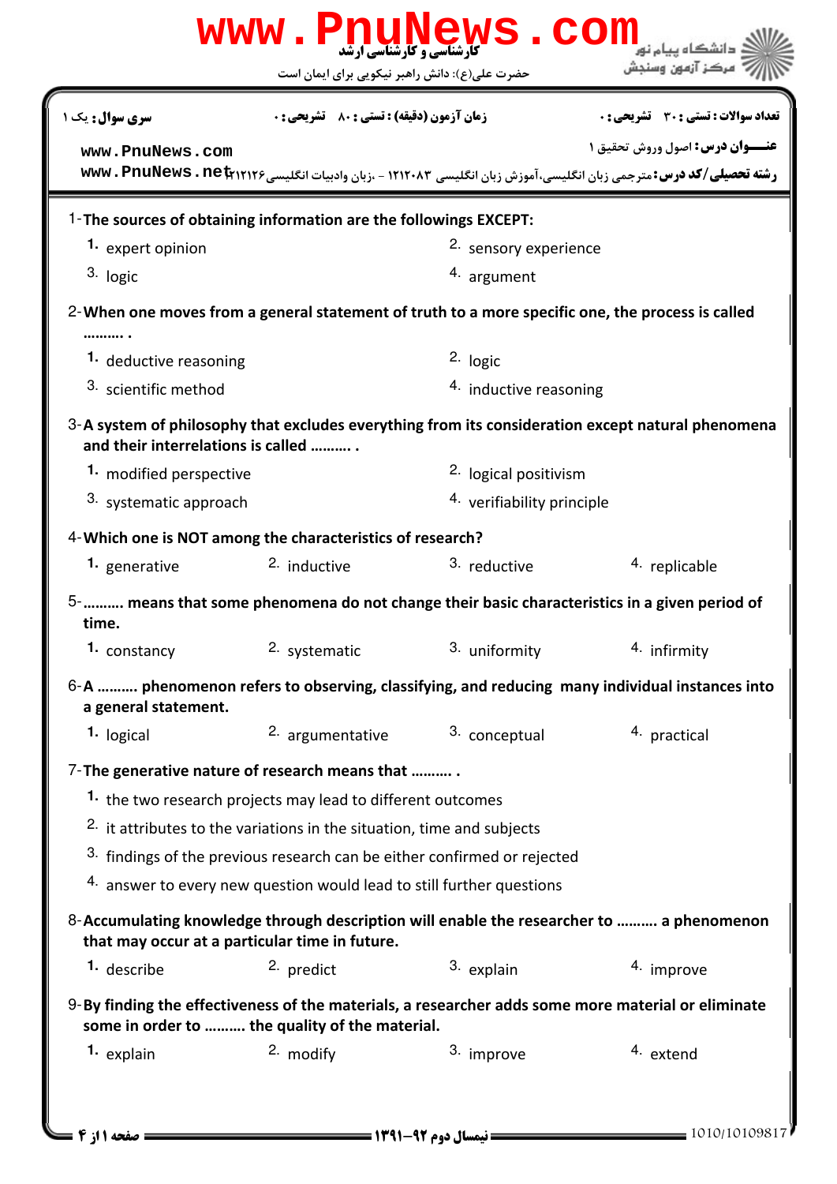| سری سوال: یک ۱ | زمان آزمون (دقیقه) : تستی : ۸۰  تشریحی : ۰ | تعداد سوالات : تستی : ۳۰  تشریحی : ۰ |
|---|---|---|

**عنـــوان درس:** اصول وروش تحقیق ۱

**رشته تحصیلی/کد درس:** مترجمی زبان انگلیسی،آموزش زبان انگلیسی ۱۲۱۲۰۸۳ - ،زبان وادبیات انگلیسی ۱۲۱۲۱۲۶

1- **The sources of obtaining information are the followings EXCEPT:**

1. expert opinion
2. sensory experience
3. logic
4. argument

2- **When one moves from a general statement of truth to a more specific one, the process is called ………. .**

1. deductive reasoning
2. logic
3. scientific method
4. inductive reasoning

3- **A system of philosophy that excludes everything from its consideration except natural phenomena and their interrelations is called ………. .**

1. modified perspective
2. logical positivism
3. systematic approach
4. verifiability principle

4- **Which one is NOT among the characteristics of research?**

1. generative
2. inductive
3. reductive
4. replicable

5- **………. means that some phenomena do not change their basic characteristics in a given period of time.**

1. constancy
2. systematic
3. uniformity
4. infirmity

6- **A ………. phenomenon refers to observing, classifying, and reducing many individual instances into a general statement.**

1. logical
2. argumentative
3. conceptual
4. practical

7- **The generative nature of research means that ………. .**

1. the two research projects may lead to different outcomes
2. it attributes to the variations in the situation, time and subjects
3. findings of the previous research can be either confirmed or rejected
4. answer to every new question would lead to still further questions

8- **Accumulating knowledge through description will enable the researcher to ………. a phenomenon that may occur at a particular time in future.**

1. describe
2. predict
3. explain
4. improve

9- **By finding the effectiveness of the materials, a researcher adds some more material or eliminate some in order to ………. the quality of the material.**

1. explain
2. modify
3. improve
4. extend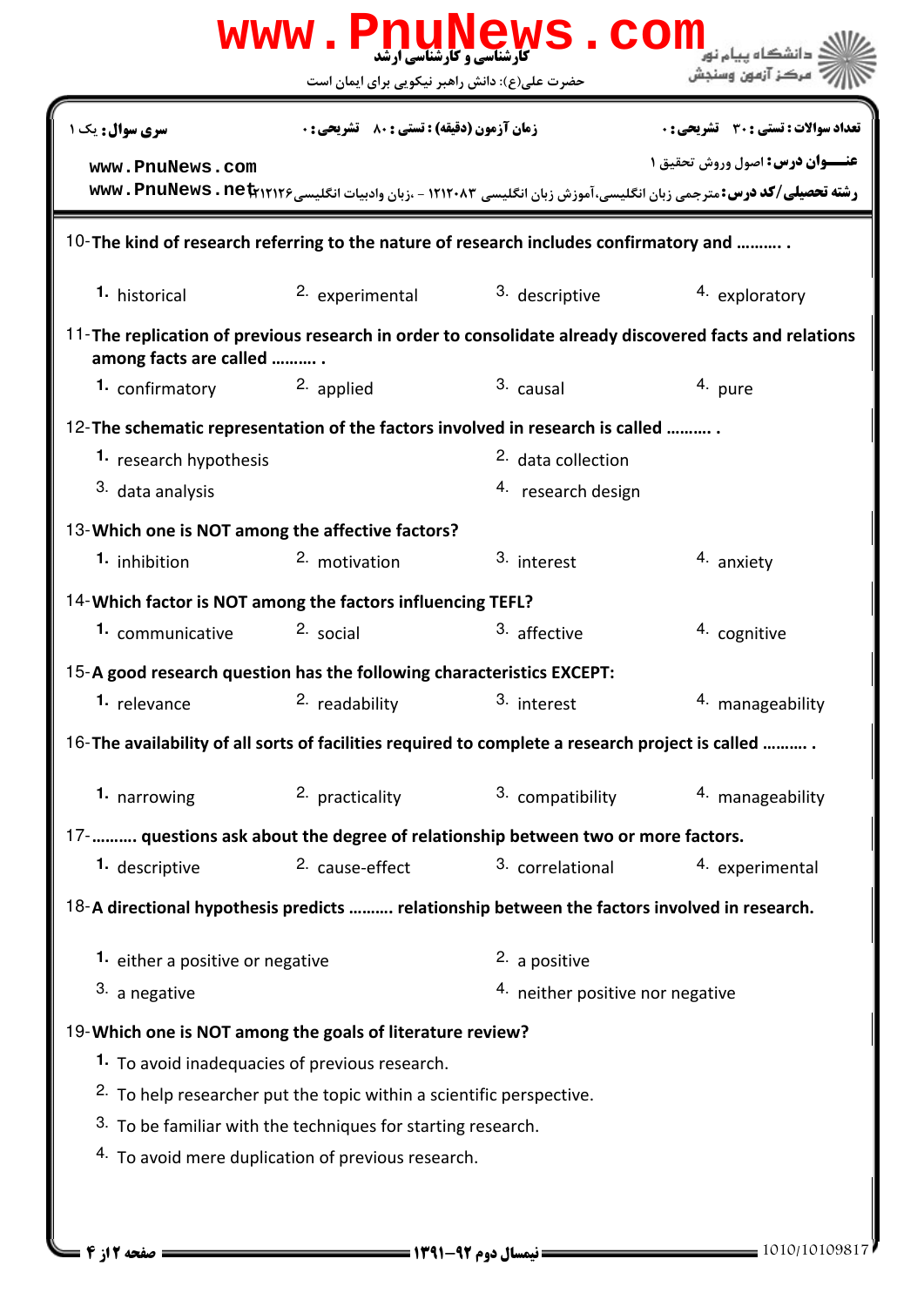10-**The kind of research referring to the nature of research includes confirmatory and .......... .**

1. historical
2. experimental
3. descriptive
4. exploratory

11-**The replication of previous research in order to consolidate already discovered facts and relations among facts are called .......... .**

1. confirmatory
2. applied
3. causal
4. pure

12-**The schematic representation of the factors involved in research is called .......... .**

1. research hypothesis
2. data collection
3. data analysis
4. research design

13-**Which one is NOT among the affective factors?**

1. inhibition
2. motivation
3. interest
4. anxiety

14-**Which factor is NOT among the factors influencing TEFL?**

1. communicative
2. social
3. affective
4. cognitive

15-**A good research question has the following characteristics EXCEPT:**

1. relevance
2. readability
3. interest
4. manageability

16-**The availability of all sorts of facilities required to complete a research project is called .......... .**

1. narrowing
2. practicality
3. compatibility
4. manageability

17-**.......... questions ask about the degree of relationship between two or more factors.**

1. descriptive
2. cause-effect
3. correlational
4. experimental

18-**A directional hypothesis predicts .......... relationship between the factors involved in research.**

1. either a positive or negative
2. a positive
3. a negative
4. neither positive nor negative

19-**Which one is NOT among the goals of literature review?**

1. To avoid inadequacies of previous research.
2. To help researcher put the topic within a scientific perspective.
3. To be familiar with the techniques for starting research.
4. To avoid mere duplication of previous research.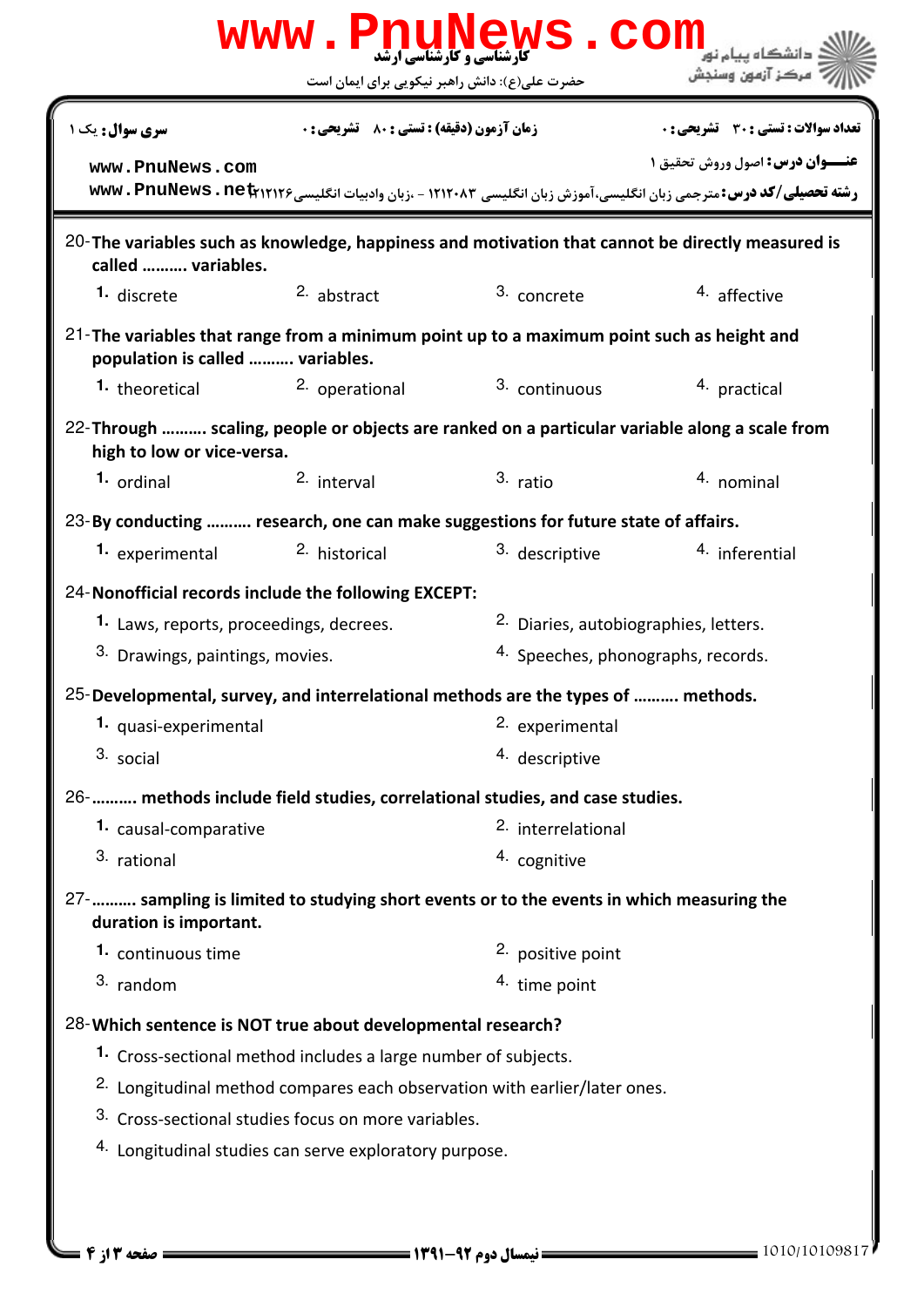20- **The variables such as knowledge, happiness and motivation that cannot be directly measured is called .......... variables.**

1. discrete
2. abstract
3. concrete
4. affective

21- **The variables that range from a minimum point up to a maximum point such as height and population is called .......... variables.**

1. theoretical
2. operational
3. continuous
4. practical

22- **Through .......... scaling, people or objects are ranked on a particular variable along a scale from high to low or vice-versa.**

1. ordinal
2. interval
3. ratio
4. nominal

23- **By conducting .......... research, one can make suggestions for future state of affairs.**

1. experimental
2. historical
3. descriptive
4. inferential

24- **Nonofficial records include the following EXCEPT:**

1. Laws, reports, proceedings, decrees.
2. Diaries, autobiographies, letters.
3. Drawings, paintings, movies.
4. Speeches, phonographs, records.

25- **Developmental, survey, and interrelational methods are the types of .......... methods.**

1. quasi-experimental
2. experimental
3. social
4. descriptive

26- **.......... methods include field studies, correlational studies, and case studies.**

1. causal-comparative
2. interrelational
3. rational
4. cognitive

27- **.......... sampling is limited to studying short events or to the events in which measuring the duration is important.**

1. continuous time
2. positive point
3. random
4. time point

28- **Which sentence is NOT true about developmental research?**

1. Cross-sectional method includes a large number of subjects.
2. Longitudinal method compares each observation with earlier/later ones.
3. Cross-sectional studies focus on more variables.
4. Longitudinal studies can serve exploratory purpose.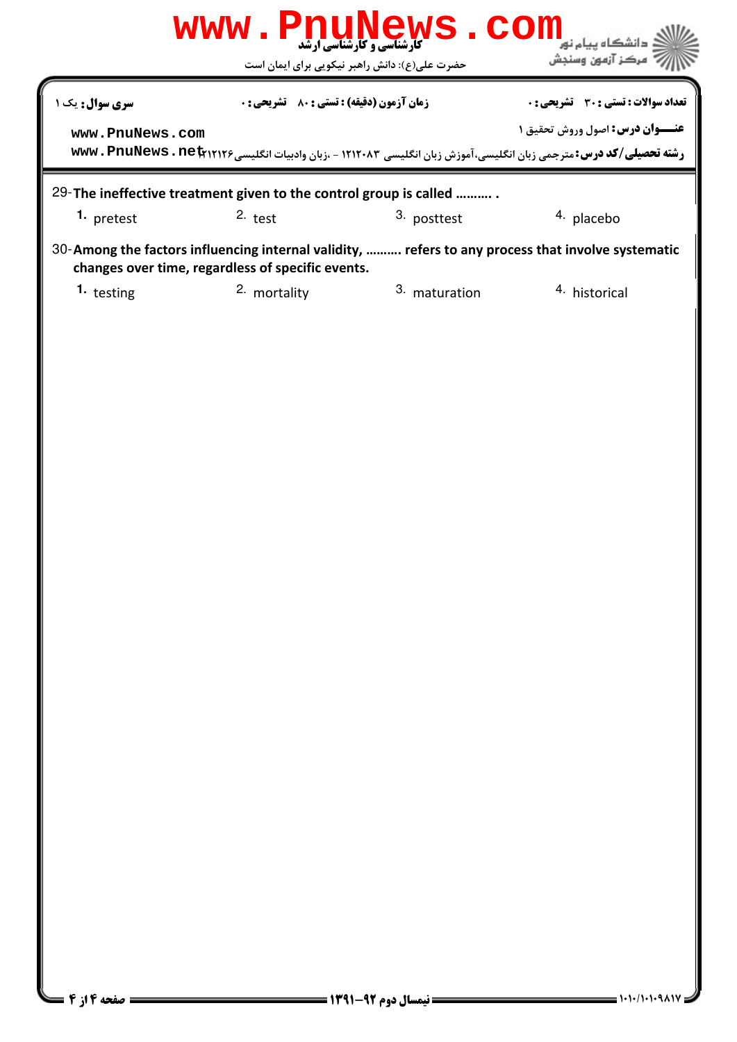29- **The ineffective treatment given to the control group is called .......... .**

1. pretest
2. test
3. posttest
4. placebo

30- **Among the factors influencing internal validity, .......... refers to any process that involve systematic changes over time, regardless of specific events.**

1. testing
2. mortality
3. maturation
4. historical